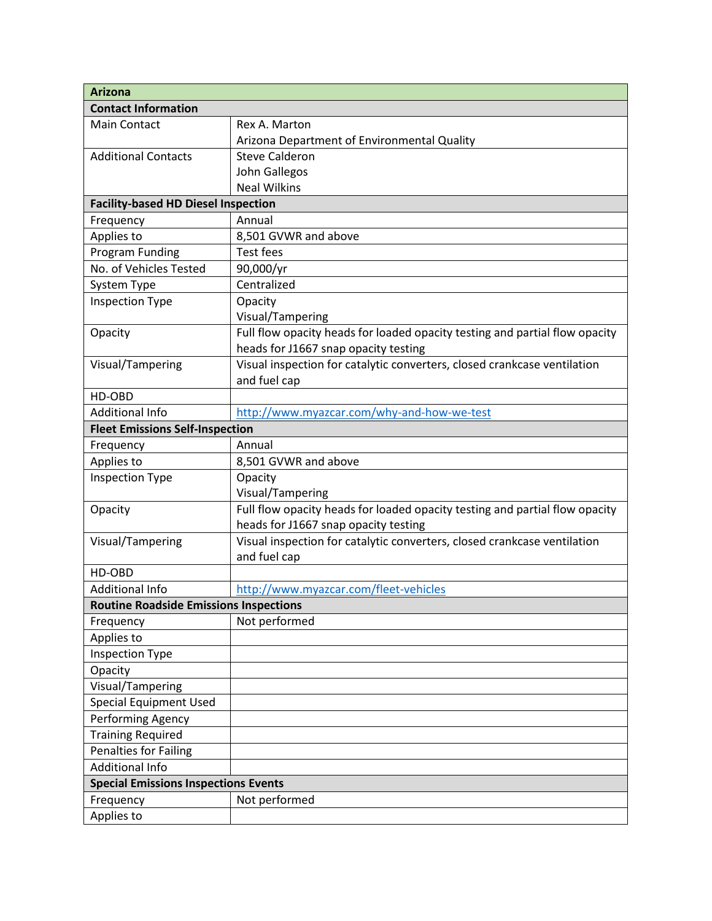| Arizona | |
|---|---|
| **Contact Information** | |
| Main Contact | Rex A. Marton<br>Arizona Department of Environmental Quality |
| Additional Contacts | Steve Calderon<br>John Gallegos<br>Neal Wilkins |
| **Facility-based HD Diesel Inspection** | |
| Frequency | Annual |
| Applies to | 8,501 GVWR and above |
| Program Funding | Test fees |
| No. of Vehicles Tested | 90,000/yr |
| System Type | Centralized |
| Inspection Type | Opacity<br>Visual/Tampering |
| Opacity | Full flow opacity heads for loaded opacity testing and partial flow opacity heads for J1667 snap opacity testing |
| Visual/Tampering | Visual inspection for catalytic converters, closed crankcase ventilation and fuel cap |
| HD-OBD | |
| Additional Info | http://www.myazcar.com/why-and-how-we-test |
| **Fleet Emissions Self-Inspection** | |
| Frequency | Annual |
| Applies to | 8,501 GVWR and above |
| Inspection Type | Opacity<br>Visual/Tampering |
| Opacity | Full flow opacity heads for loaded opacity testing and partial flow opacity heads for J1667 snap opacity testing |
| Visual/Tampering | Visual inspection for catalytic converters, closed crankcase ventilation and fuel cap |
| HD-OBD | |
| Additional Info | http://www.myazcar.com/fleet-vehicles |
| **Routine Roadside Emissions Inspections** | |
| Frequency | Not performed |
| Applies to | |
| Inspection Type | |
| Opacity | |
| Visual/Tampering | |
| Special Equipment Used | |
| Performing Agency | |
| Training Required | |
| Penalties for Failing | |
| Additional Info | |
| **Special Emissions Inspections Events** | |
| Frequency | Not performed |
| Applies to | |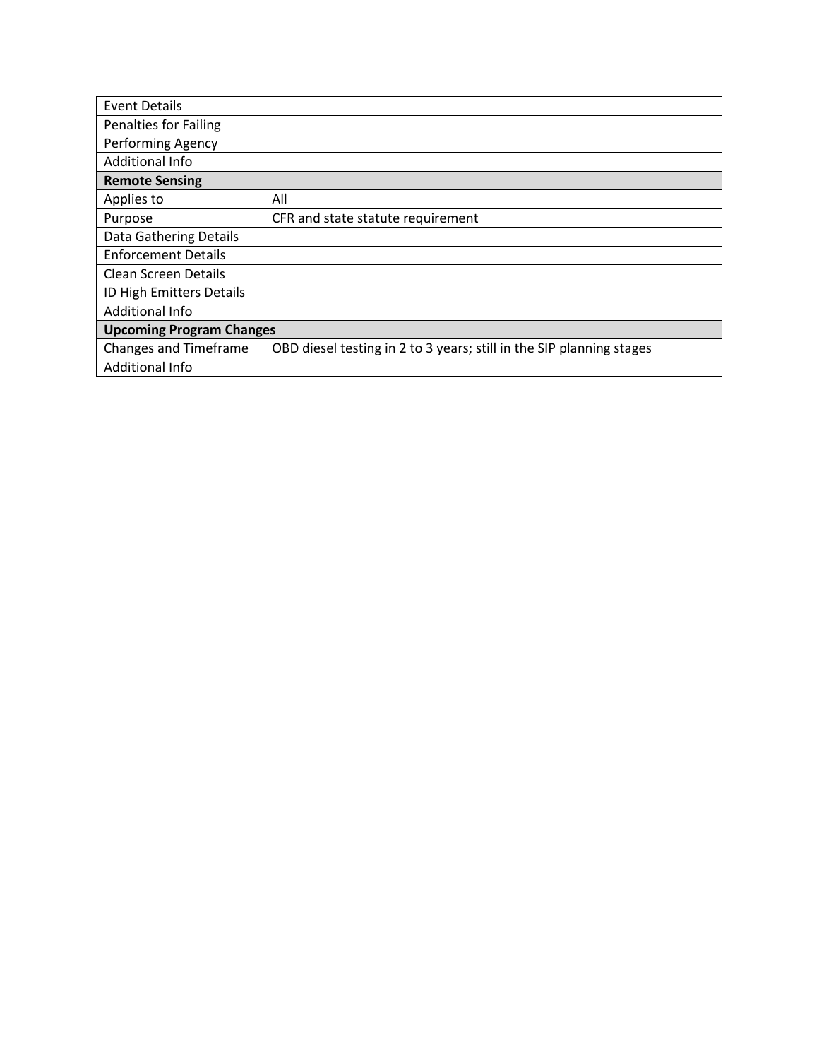| | |
|---|---|
| Event Details | |
| Penalties for Failing | |
| Performing Agency | |
| Additional Info | |
| **Remote Sensing** | |
| Applies to | All |
| Purpose | CFR and state statute requirement |
| Data Gathering Details | |
| Enforcement Details | |
| Clean Screen Details | |
| ID High Emitters Details | |
| Additional Info | |
| **Upcoming Program Changes** | |
| Changes and Timeframe | OBD diesel testing in 2 to 3 years; still in the SIP planning stages |
| Additional Info | |